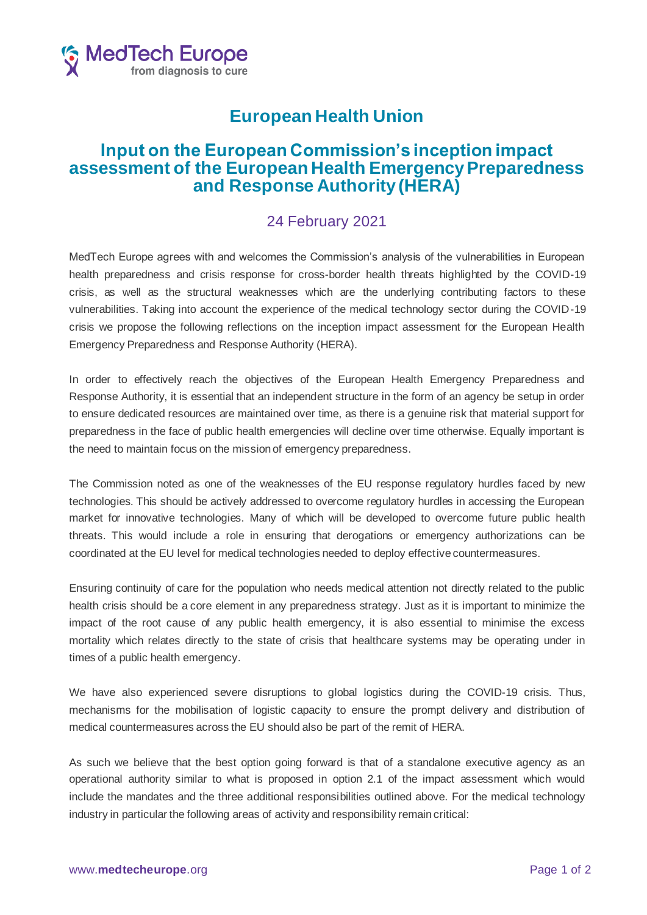# European Health Union

## Input on the European Commission's inception impact assessment of the European Health Emergency Preparedness and Response Authority (HERA)

### 24 February 2021

MedTech Europe agrees with and welcomes the Commission's analysis of the vulnerabilities in European health preparedness and crisis response for cross-border health threats highlighted by the COVID-19 crisis, as well as the structural weaknesses which are the underlying contributing factors to these vulnerabilities. Taking into account the experience of the medical technology sector during the COVID-19 crisis we propose the following reflections on the inception impact assessment for the European Health Emergency Preparedness and Response Authority (HERA).

In order to effectively reach the objectives of the European Health Emergency Preparedness and Response Authority, it is essential that an independent structure in the form of an agency be setup in order to ensure dedicated resources are maintained over time, as there is a genuine risk that material support for preparedness in the face of public health emergencies will decline over time otherwise. Equally important is the need to maintain focus on the mission of emergency preparedness.

The Commission noted as one of the weaknesses of the EU response regulatory hurdles faced by new technologies. This should be actively addressed to overcome regulatory hurdles in accessing the European market for innovative technologies. Many of which will be developed to overcome future public health threats. This would include a role in ensuring that derogations or emergency authorizations can be coordinated at the EU level for medical technologies needed to deploy effective countermeasures.

Ensuring continuity of care for the population who needs medical attention not directly related to the public health crisis should be a core element in any preparedness strategy. Just as it is important to minimize the impact of the root cause of any public health emergency, it is also essential to minimise the excess mortality which relates directly to the state of crisis that healthcare systems may be operating under in times of a public health emergency.

We have also experienced severe disruptions to global logistics during the COVID-19 crisis. Thus, mechanisms for the mobilisation of logistic capacity to ensure the prompt delivery and distribution of medical countermeasures across the EU should also be part of the remit of HERA.

As such we believe that the best option going forward is that of a standalone executive agency as an operational authority similar to what is proposed in option 2.1 of the impact assessment which would include the mandates and the three additional responsibilities outlined above. For the medical technology industry in particular the following areas of activity and responsibility remain critical: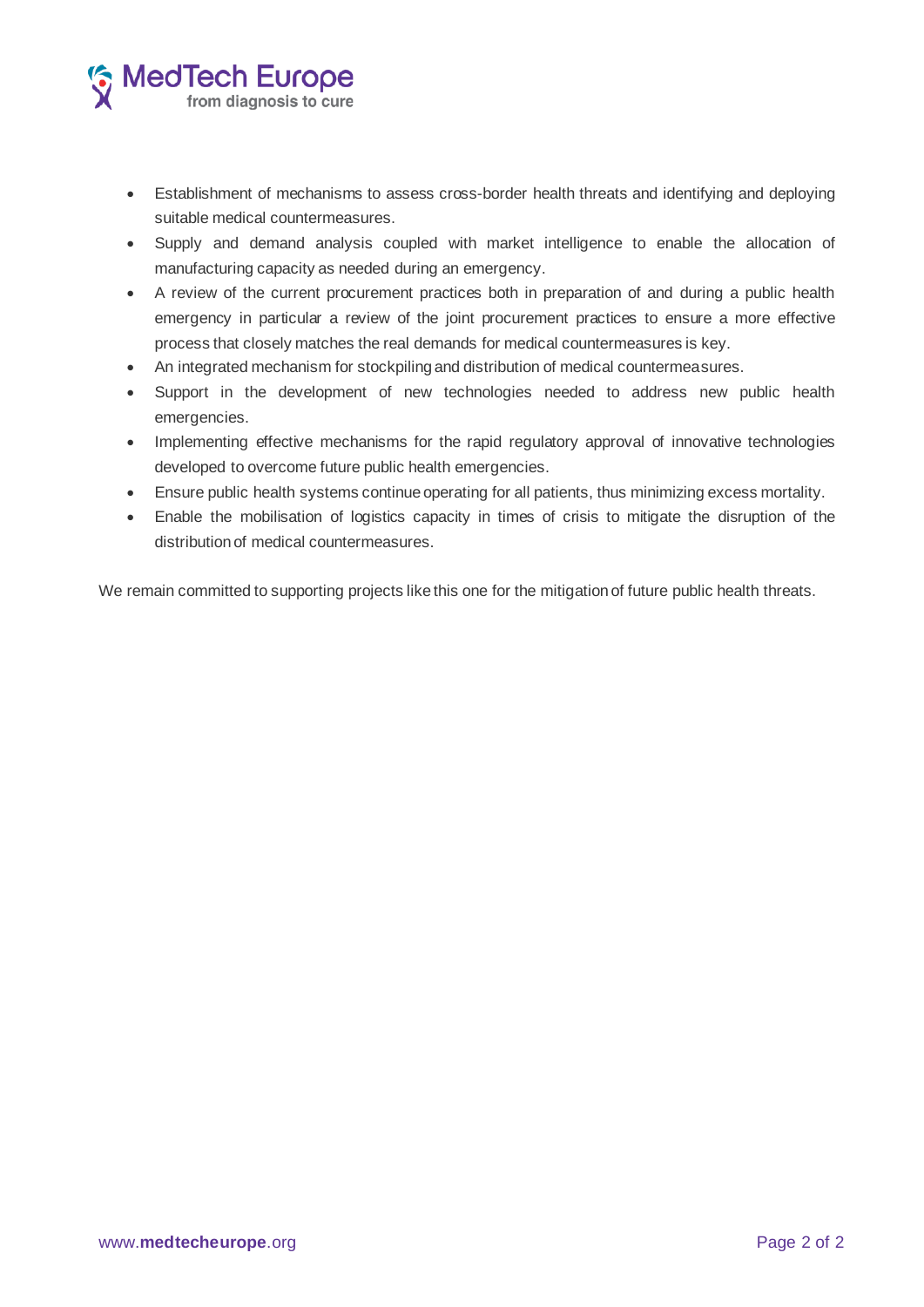- Establishment of mechanisms to assess cross-border health threats and identifying and deploying suitable medical countermeasures.
- Supply and demand analysis coupled with market intelligence to enable the allocation of manufacturing capacity as needed during an emergency.
- A review of the current procurement practices both in preparation of and during a public health emergency in particular a review of the joint procurement practices to ensure a more effective process that closely matches the real demands for medical countermeasures is key.
- An integrated mechanism for stockpiling and distribution of medical countermeasures.
- Support in the development of new technologies needed to address new public health emergencies.
- Implementing effective mechanisms for the rapid regulatory approval of innovative technologies developed to overcome future public health emergencies.
- Ensure public health systems continue operating for all patients, thus minimizing excess mortality.
- Enable the mobilisation of logistics capacity in times of crisis to mitigate the disruption of the distribution of medical countermeasures.

We remain committed to supporting projects like this one for the mitigation of future public health threats.